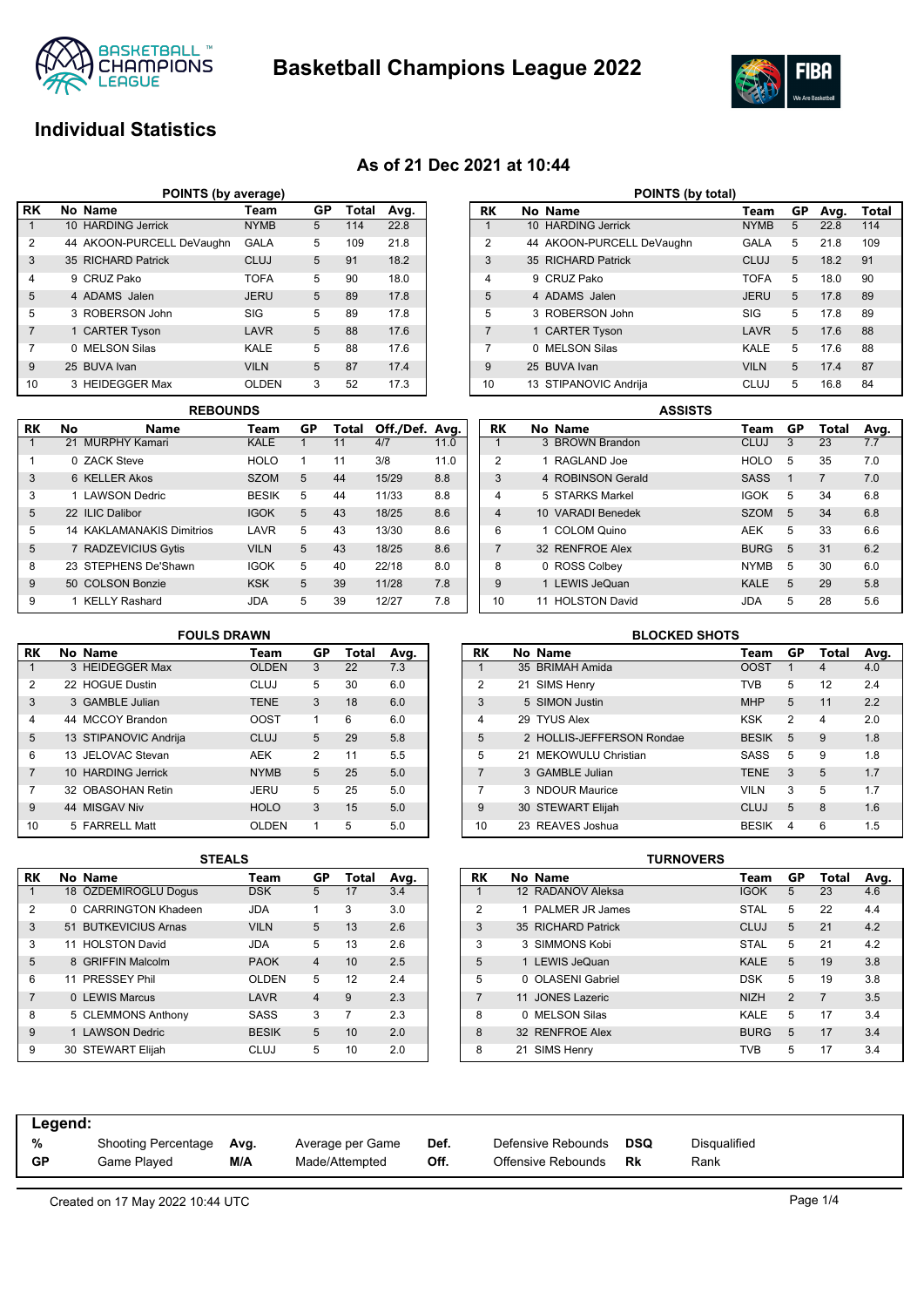# Basketball Champions League 2022

## Individual Statistics

### As of 21 Dec 2021 at 10:44

**POINTS (by average)**

| RK | No | Name | Team | GP | Total | Avg. |
|---|---|---|---|---|---|---|
| 1 | 10 | HARDING Jerrick | NYMB | 5 | 114 | 22.8 |
| 2 | 44 | AKOON-PURCELL DeVaughn | GALA | 5 | 109 | 21.8 |
| 3 | 35 | RICHARD Patrick | CLUJ | 5 | 91 | 18.2 |
| 4 | 9 | CRUZ Pako | TOFA | 5 | 90 | 18.0 |
| 5 | 4 | ADAMS Jalen | JERU | 5 | 89 | 17.8 |
| 5 | 3 | ROBERSON John | SIG | 5 | 89 | 17.8 |
| 7 | 1 | CARTER Tyson | LAVR | 5 | 88 | 17.6 |
| 7 | 0 | MELSON Silas | KALE | 5 | 88 | 17.6 |
| 9 | 25 | BUVA Ivan | VILN | 5 | 87 | 17.4 |
| 10 | 3 | HEIDEGGER Max | OLDEN | 3 | 52 | 17.3 |

**POINTS (by total)**

| RK | No | Name | Team | GP | Avg. | Total |
|---|---|---|---|---|---|---|
| 1 | 10 | HARDING Jerrick | NYMB | 5 | 22.8 | 114 |
| 2 | 44 | AKOON-PURCELL DeVaughn | GALA | 5 | 21.8 | 109 |
| 3 | 35 | RICHARD Patrick | CLUJ | 5 | 18.2 | 91 |
| 4 | 9 | CRUZ Pako | TOFA | 5 | 18.0 | 90 |
| 5 | 4 | ADAMS Jalen | JERU | 5 | 17.8 | 89 |
| 5 | 3 | ROBERSON John | SIG | 5 | 17.8 | 89 |
| 7 | 1 | CARTER Tyson | LAVR | 5 | 17.6 | 88 |
| 7 | 0 | MELSON Silas | KALE | 5 | 17.6 | 88 |
| 9 | 25 | BUVA Ivan | VILN | 5 | 17.4 | 87 |
| 10 | 13 | STIPANOVIC Andrija | CLUJ | 5 | 16.8 | 84 |

**REBOUNDS**

| RK | No | Name | Team | GP | Total | Off./Def. | Avg. |
|---|---|---|---|---|---|---|---|
| 1 | 21 | MURPHY Kamari | KALE | 1 | 11 | 4/7 | 11.0 |
| 1 | 0 | ZACK Steve | HOLO | 1 | 11 | 3/8 | 11.0 |
| 3 | 6 | KELLER Akos | SZOM | 5 | 44 | 15/29 | 8.8 |
| 3 | 1 | LAWSON Dedric | BESIK | 5 | 44 | 11/33 | 8.8 |
| 5 | 22 | ILIC Dalibor | IGOK | 5 | 43 | 18/25 | 8.6 |
| 5 | 14 | KAKLAMANAKIS Dimitrios | LAVR | 5 | 43 | 13/30 | 8.6 |
| 5 | 7 | RADZEVICIUS Gytis | VILN | 5 | 43 | 18/25 | 8.6 |
| 8 | 23 | STEPHENS De'Shawn | IGOK | 5 | 40 | 22/18 | 8.0 |
| 9 | 50 | COLSON Bonzie | KSK | 5 | 39 | 11/28 | 7.8 |
| 9 | 1 | KELLY Rashard | JDA | 5 | 39 | 12/27 | 7.8 |

**ASSISTS**

| RK | No | Name | Team | GP | Total | Avg. |
|---|---|---|---|---|---|---|
| 1 | 3 | BROWN Brandon | CLUJ | 3 | 23 | 7.7 |
| 2 | 1 | RAGLAND Joe | HOLO | 5 | 35 | 7.0 |
| 3 | 4 | ROBINSON Gerald | SASS | 1 | 7 | 7.0 |
| 4 | 5 | STARKS Markel | IGOK | 5 | 34 | 6.8 |
| 4 | 10 | VARADI Benedek | SZOM | 5 | 34 | 6.8 |
| 6 | 1 | COLOM Quino | AEK | 5 | 33 | 6.6 |
| 7 | 32 | RENFROE Alex | BURG | 5 | 31 | 6.2 |
| 8 | 0 | ROSS Colbey | NYMB | 5 | 30 | 6.0 |
| 9 | 1 | LEWIS JeQuan | KALE | 5 | 29 | 5.8 |
| 10 | 11 | HOLSTON David | JDA | 5 | 28 | 5.6 |

**FOULS DRAWN**

| RK | No | Name | Team | GP | Total | Avg. |
|---|---|---|---|---|---|---|
| 1 | 3 | HEIDEGGER Max | OLDEN | 3 | 22 | 7.3 |
| 2 | 22 | HOGUE Dustin | CLUJ | 5 | 30 | 6.0 |
| 3 | 3 | GAMBLE Julian | TENE | 3 | 18 | 6.0 |
| 4 | 44 | MCCOY Brandon | OOST | 1 | 6 | 6.0 |
| 5 | 13 | STIPANOVIC Andrija | CLUJ | 5 | 29 | 5.8 |
| 6 | 13 | JELOVAC Stevan | AEK | 2 | 11 | 5.5 |
| 7 | 10 | HARDING Jerrick | NYMB | 5 | 25 | 5.0 |
| 7 | 32 | OBASOHAN Retin | JERU | 5 | 25 | 5.0 |
| 9 | 44 | MISGAV Niv | HOLO | 3 | 15 | 5.0 |
| 10 | 5 | FARRELL Matt | OLDEN | 1 | 5 | 5.0 |

**BLOCKED SHOTS**

| RK | No | Name | Team | GP | Total | Avg. |
|---|---|---|---|---|---|---|
| 1 | 35 | BRIMAH Amida | OOST | 1 | 4 | 4.0 |
| 2 | 21 | SIMS Henry | TVB | 5 | 12 | 2.4 |
| 3 | 5 | SIMON Justin | MHP | 5 | 11 | 2.2 |
| 4 | 29 | TYUS Alex | KSK | 2 | 4 | 2.0 |
| 5 | 2 | HOLLIS-JEFFERSON Rondae | BESIK | 5 | 9 | 1.8 |
| 5 | 21 | MEKOWULU Christian | SASS | 5 | 9 | 1.8 |
| 7 | 3 | GAMBLE Julian | TENE | 3 | 5 | 1.7 |
| 7 | 3 | NDOUR Maurice | VILN | 3 | 5 | 1.7 |
| 9 | 30 | STEWART Elijah | CLUJ | 5 | 8 | 1.6 |
| 10 | 23 | REAVES Joshua | BESIK | 4 | 6 | 1.5 |

**STEALS**

| RK | No | Name | Team | GP | Total | Avg. |
|---|---|---|---|---|---|---|
| 1 | 18 | ÖZDEMIROGLU Dogus | DSK | 5 | 17 | 3.4 |
| 2 | 0 | CARRINGTON Khadeen | JDA | 1 | 3 | 3.0 |
| 3 | 51 | BUTKEVICIUS Arnas | VILN | 5 | 13 | 2.6 |
| 3 | 11 | HOLSTON David | JDA | 5 | 13 | 2.6 |
| 5 | 8 | GRIFFIN Malcolm | PAOK | 4 | 10 | 2.5 |
| 6 | 11 | PRESSEY Phil | OLDEN | 5 | 12 | 2.4 |
| 7 | 0 | LEWIS Marcus | LAVR | 4 | 9 | 2.3 |
| 8 | 5 | CLEMMONS Anthony | SASS | 3 | 7 | 2.3 |
| 9 | 1 | LAWSON Dedric | BESIK | 5 | 10 | 2.0 |
| 9 | 30 | STEWART Elijah | CLUJ | 5 | 10 | 2.0 |

**TURNOVERS**

| RK | No | Name | Team | GP | Total | Avg. |
|---|---|---|---|---|---|---|
| 1 | 12 | RADANOV Aleksa | IGOK | 5 | 23 | 4.6 |
| 2 | 1 | PALMER JR James | STAL | 5 | 22 | 4.4 |
| 3 | 35 | RICHARD Patrick | CLUJ | 5 | 21 | 4.2 |
| 3 | 3 | SIMMONS Kobi | STAL | 5 | 21 | 4.2 |
| 5 | 1 | LEWIS JeQuan | KALE | 5 | 19 | 3.8 |
| 5 | 0 | OLASENI Gabriel | DSK | 5 | 19 | 3.8 |
| 7 | 11 | JONES Lazeric | NIZH | 2 | 7 | 3.5 |
| 8 | 0 | MELSON Silas | KALE | 5 | 17 | 3.4 |
| 8 | 32 | RENFROE Alex | BURG | 5 | 17 | 3.4 |
| 8 | 21 | SIMS Henry | TVB | 5 | 17 | 3.4 |

**Legend:**

| | | | | | | | |
|---|---|---|---|---|---|---|---|
| % | Shooting Percentage | Avg. | Average per Game | Def. | Defensive Rebounds | DSQ | Disqualified |
| GP | Game Played | M/A | Made/Attempted | Off. | Offensive Rebounds | Rk | Rank |

Created on 17 May 2022 10:44 UTC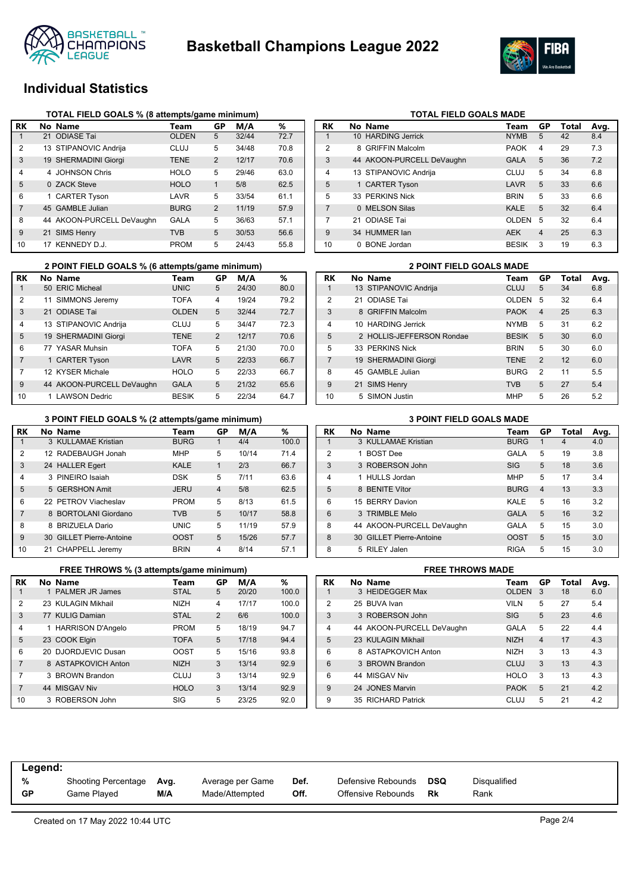# Basketball Champions League 2022

## Individual Statistics

### TOTAL FIELD GOALS % (8 attempts/game minimum)

| RK | No | Name | Team | GP | M/A | % |
|---|---|---|---|---|---|---|
| 1 | 21 | ODIASE Tai | OLDEN | 5 | 32/44 | 72.7 |
| 2 | 13 | STIPANOVIC Andrija | CLUJ | 5 | 34/48 | 70.8 |
| 3 | 19 | SHERMADINI Giorgi | TENE | 2 | 12/17 | 70.6 |
| 4 | 4 | JOHNSON Chris | HOLO | 5 | 29/46 | 63.0 |
| 5 | 0 | ZACK Steve | HOLO | 1 | 5/8 | 62.5 |
| 6 | 1 | CARTER Tyson | LAVR | 5 | 33/54 | 61.1 |
| 7 | 45 | GAMBLE Julian | BURG | 2 | 11/19 | 57.9 |
| 8 | 44 | AKOON-PURCELL DeVaughn | GALA | 5 | 36/63 | 57.1 |
| 9 | 21 | SIMS Henry | TVB | 5 | 30/53 | 56.6 |
| 10 | 17 | KENNEDY D.J. | PROM | 5 | 24/43 | 55.8 |

### TOTAL FIELD GOALS MADE

| RK | No | Name | Team | GP | Total | Avg. |
|---|---|---|---|---|---|---|
| 1 | 10 | HARDING Jerrick | NYMB | 5 | 42 | 8.4 |
| 2 | 8 | GRIFFIN Malcolm | PAOK | 4 | 29 | 7.3 |
| 3 | 44 | AKOON-PURCELL DeVaughn | GALA | 5 | 36 | 7.2 |
| 4 | 13 | STIPANOVIC Andrija | CLUJ | 5 | 34 | 6.8 |
| 5 | 1 | CARTER Tyson | LAVR | 5 | 33 | 6.6 |
| 5 | 33 | PERKINS Nick | BRIN | 5 | 33 | 6.6 |
| 7 | 0 | MELSON Silas | KALE | 5 | 32 | 6.4 |
| 7 | 21 | ODIASE Tai | OLDEN | 5 | 32 | 6.4 |
| 9 | 34 | HUMMER Ian | AEK | 4 | 25 | 6.3 |
| 10 | 0 | BONE Jordan | BESIK | 3 | 19 | 6.3 |

### 2 POINT FIELD GOALS % (6 attempts/game minimum)

| RK | No | Name | Team | GP | M/A | % |
|---|---|---|---|---|---|---|
| 1 | 50 | ERIC Micheal | UNIC | 5 | 24/30 | 80.0 |
| 2 | 11 | SIMMONS Jeremy | TOFA | 4 | 19/24 | 79.2 |
| 3 | 21 | ODIASE Tai | OLDEN | 5 | 32/44 | 72.7 |
| 4 | 13 | STIPANOVIC Andrija | CLUJ | 5 | 34/47 | 72.3 |
| 5 | 19 | SHERMADINI Giorgi | TENE | 2 | 12/17 | 70.6 |
| 6 | 77 | YASAR Muhsin | TOFA | 5 | 21/30 | 70.0 |
| 7 | 1 | CARTER Tyson | LAVR | 5 | 22/33 | 66.7 |
| 7 | 12 | KYSER Michale | HOLO | 5 | 22/33 | 66.7 |
| 9 | 44 | AKOON-PURCELL DeVaughn | GALA | 5 | 21/32 | 65.6 |
| 10 | 1 | LAWSON Dedric | BESIK | 5 | 22/34 | 64.7 |

### 2 POINT FIELD GOALS MADE

| RK | No | Name | Team | GP | Total | Avg. |
|---|---|---|---|---|---|---|
| 1 | 13 | STIPANOVIC Andrija | CLUJ | 5 | 34 | 6.8 |
| 2 | 21 | ODIASE Tai | OLDEN | 5 | 32 | 6.4 |
| 3 | 8 | GRIFFIN Malcolm | PAOK | 4 | 25 | 6.3 |
| 4 | 10 | HARDING Jerrick | NYMB | 5 | 31 | 6.2 |
| 5 | 2 | HOLLIS-JEFFERSON Rondae | BESIK | 5 | 30 | 6.0 |
| 5 | 33 | PERKINS Nick | BRIN | 5 | 30 | 6.0 |
| 7 | 19 | SHERMADINI Giorgi | TENE | 2 | 12 | 6.0 |
| 8 | 45 | GAMBLE Julian | BURG | 2 | 11 | 5.5 |
| 9 | 21 | SIMS Henry | TVB | 5 | 27 | 5.4 |
| 10 | 5 | SIMON Justin | MHP | 5 | 26 | 5.2 |

### 3 POINT FIELD GOALS % (2 attempts/game minimum)

| RK | No | Name | Team | GP | M/A | % |
|---|---|---|---|---|---|---|
| 1 | 3 | KULLAMAE Kristian | BURG | 1 | 4/4 | 100.0 |
| 2 | 12 | RADEBAUGH Jonah | MHP | 5 | 10/14 | 71.4 |
| 3 | 24 | HALLER Egert | KALE | 1 | 2/3 | 66.7 |
| 4 | 3 | PINEIRO Isaiah | DSK | 5 | 7/11 | 63.6 |
| 5 | 5 | GERSHON Amit | JERU | 4 | 5/8 | 62.5 |
| 6 | 22 | PETROV Viacheslav | PROM | 5 | 8/13 | 61.5 |
| 7 | 8 | BORTOLANI Giordano | TVB | 5 | 10/17 | 58.8 |
| 8 | 8 | BRIZUELA Dario | UNIC | 5 | 11/19 | 57.9 |
| 9 | 30 | GILLET Pierre-Antoine | OOST | 5 | 15/26 | 57.7 |
| 10 | 21 | CHAPPELL Jeremy | BRIN | 4 | 8/14 | 57.1 |

### 3 POINT FIELD GOALS MADE

| RK | No | Name | Team | GP | Total | Avg. |
|---|---|---|---|---|---|---|
| 1 | 3 | KULLAMAE Kristian | BURG | 1 | 4 | 4.0 |
| 2 | 1 | BOST Dee | GALA | 5 | 19 | 3.8 |
| 3 | 3 | ROBERSON John | SIG | 5 | 18 | 3.6 |
| 4 | 1 | HULLS Jordan | MHP | 5 | 17 | 3.4 |
| 5 | 8 | BENITE Vítor | BURG | 4 | 13 | 3.3 |
| 6 | 15 | BERRY Davion | KALE | 5 | 16 | 3.2 |
| 6 | 3 | TRIMBLE Melo | GALA | 5 | 16 | 3.2 |
| 8 | 44 | AKOON-PURCELL DeVaughn | GALA | 5 | 15 | 3.0 |
| 8 | 30 | GILLET Pierre-Antoine | OOST | 5 | 15 | 3.0 |
| 8 | 5 | RILEY Jalen | RIGA | 5 | 15 | 3.0 |

### FREE THROWS % (3 attempts/game minimum)

| RK | No | Name | Team | GP | M/A | % |
|---|---|---|---|---|---|---|
| 1 | 1 | PALMER JR James | STAL | 5 | 20/20 | 100.0 |
| 2 | 23 | KULAGIN Mikhail | NIZH | 4 | 17/17 | 100.0 |
| 3 | 77 | KULIG Damian | STAL | 2 | 6/6 | 100.0 |
| 4 | 1 | HARRISON D'Angelo | PROM | 5 | 18/19 | 94.7 |
| 5 | 23 | COOK Elgin | TOFA | 5 | 17/18 | 94.4 |
| 6 | 20 | DJORDJEVIC Dusan | OOST | 5 | 15/16 | 93.8 |
| 7 | 8 | ASTAPKOVICH Anton | NIZH | 3 | 13/14 | 92.9 |
| 7 | 3 | BROWN Brandon | CLUJ | 3 | 13/14 | 92.9 |
| 7 | 44 | MISGAV Niv | HOLO | 3 | 13/14 | 92.9 |
| 10 | 3 | ROBERSON John | SIG | 5 | 23/25 | 92.0 |

### FREE THROWS MADE

| RK | No | Name | Team | GP | Total | Avg. |
|---|---|---|---|---|---|---|
| 1 | 3 | HEIDEGGER Max | OLDEN | 3 | 18 | 6.0 |
| 2 | 25 | BUVA Ivan | VILN | 5 | 27 | 5.4 |
| 3 | 3 | ROBERSON John | SIG | 5 | 23 | 4.6 |
| 4 | 44 | AKOON-PURCELL DeVaughn | GALA | 5 | 22 | 4.4 |
| 5 | 23 | KULAGIN Mikhail | NIZH | 4 | 17 | 4.3 |
| 6 | 8 | ASTAPKOVICH Anton | NIZH | 3 | 13 | 4.3 |
| 6 | 3 | BROWN Brandon | CLUJ | 3 | 13 | 4.3 |
| 6 | 44 | MISGAV Niv | HOLO | 3 | 13 | 4.3 |
| 9 | 24 | JONES Marvin | PAOK | 5 | 21 | 4.2 |
| 9 | 35 | RICHARD Patrick | CLUJ | 5 | 21 | 4.2 |

**Legend:**

| | | | | | | | |
|---|---|---|---|---|---|---|---|
| % | Shooting Percentage | Avg. | Average per Game | Def. | Defensive Rebounds | DSQ | Disqualified |
| GP | Game Played | M/A | Made/Attempted | Off. | Offensive Rebounds | Rk | Rank |

Created on 17 May 2022 10:44 UTC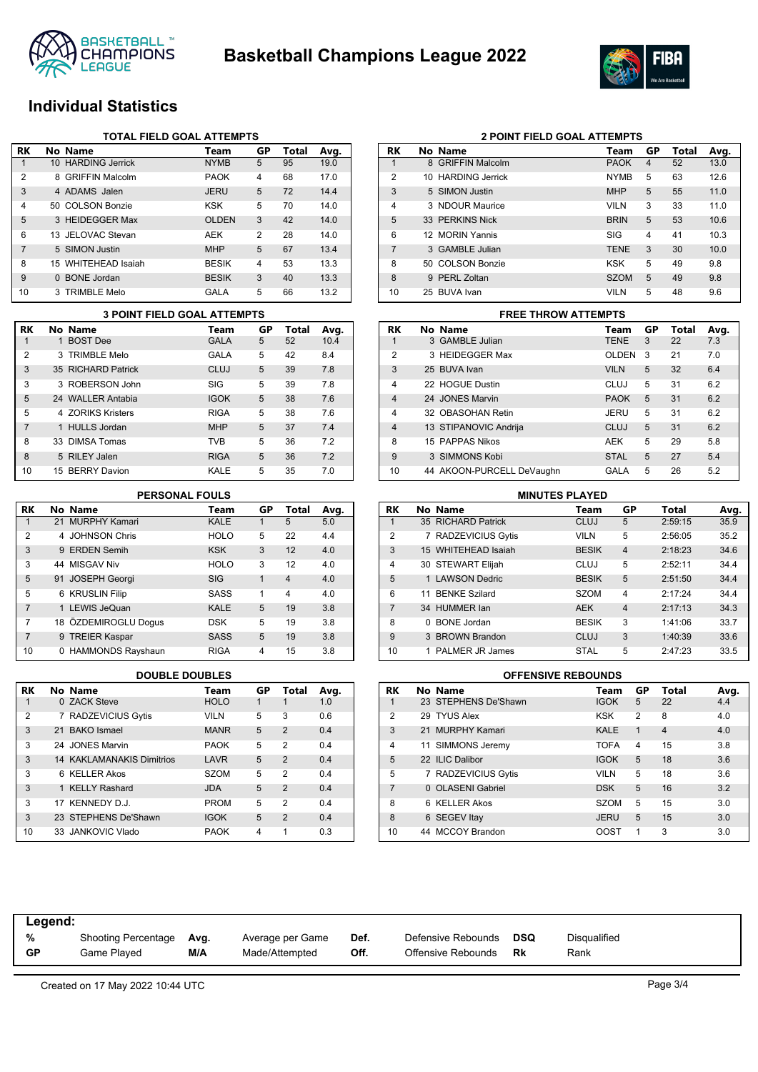# Basketball Champions League 2022

## Individual Statistics

### TOTAL FIELD GOAL ATTEMPTS

| RK | No | Name | Team | GP | Total | Avg. |
|---|---|---|---|---|---|---|
| 1 | 10 | HARDING Jerrick | NYMB | 5 | 95 | 19.0 |
| 2 | 8 | GRIFFIN Malcolm | PAOK | 4 | 68 | 17.0 |
| 3 | 4 | ADAMS Jalen | JERU | 5 | 72 | 14.4 |
| 4 | 50 | COLSON Bonzie | KSK | 5 | 70 | 14.0 |
| 5 | 3 | HEIDEGGER Max | OLDEN | 3 | 42 | 14.0 |
| 6 | 13 | JELOVAC Stevan | AEK | 2 | 28 | 14.0 |
| 7 | 5 | SIMON Justin | MHP | 5 | 67 | 13.4 |
| 8 | 15 | WHITEHEAD Isaiah | BESIK | 4 | 53 | 13.3 |
| 9 | 0 | BONE Jordan | BESIK | 3 | 40 | 13.3 |
| 10 | 3 | TRIMBLE Melo | GALA | 5 | 66 | 13.2 |

### 2 POINT FIELD GOAL ATTEMPTS

| RK | No | Name | Team | GP | Total | Avg. |
|---|---|---|---|---|---|---|
| 1 | 8 | GRIFFIN Malcolm | PAOK | 4 | 52 | 13.0 |
| 2 | 10 | HARDING Jerrick | NYMB | 5 | 63 | 12.6 |
| 3 | 5 | SIMON Justin | MHP | 5 | 55 | 11.0 |
| 4 | 3 | NDOUR Maurice | VILN | 3 | 33 | 11.0 |
| 5 | 33 | PERKINS Nick | BRIN | 5 | 53 | 10.6 |
| 6 | 12 | MORIN Yannis | SIG | 4 | 41 | 10.3 |
| 7 | 3 | GAMBLE Julian | TENE | 3 | 30 | 10.0 |
| 8 | 50 | COLSON Bonzie | KSK | 5 | 49 | 9.8 |
| 8 | 9 | PERL Zoltan | SZOM | 5 | 49 | 9.8 |
| 10 | 25 | BUVA Ivan | VILN | 5 | 48 | 9.6 |

### 3 POINT FIELD GOAL ATTEMPTS

| RK | No | Name | Team | GP | Total | Avg. |
|---|---|---|---|---|---|---|
| 1 | 1 | BOST Dee | GALA | 5 | 52 | 10.4 |
| 2 | 3 | TRIMBLE Melo | GALA | 5 | 42 | 8.4 |
| 3 | 35 | RICHARD Patrick | CLUJ | 5 | 39 | 7.8 |
| 3 | 3 | ROBERSON John | SIG | 5 | 39 | 7.8 |
| 5 | 24 | WALLER Antabia | IGOK | 5 | 38 | 7.6 |
| 5 | 4 | ZORIKS Kristers | RIGA | 5 | 38 | 7.6 |
| 7 | 1 | HULLS Jordan | MHP | 5 | 37 | 7.4 |
| 8 | 33 | DIMSA Tomas | TVB | 5 | 36 | 7.2 |
| 8 | 5 | RILEY Jalen | RIGA | 5 | 36 | 7.2 |
| 10 | 15 | BERRY Davion | KALE | 5 | 35 | 7.0 |

### FREE THROW ATTEMPTS

| RK | No | Name | Team | GP | Total | Avg. |
|---|---|---|---|---|---|---|
| 1 | 3 | GAMBLE Julian | TENE | 3 | 22 | 7.3 |
| 2 | 3 | HEIDEGGER Max | OLDEN | 3 | 21 | 7.0 |
| 3 | 25 | BUVA Ivan | VILN | 5 | 32 | 6.4 |
| 4 | 22 | HOGUE Dustin | CLUJ | 5 | 31 | 6.2 |
| 4 | 24 | JONES Marvin | PAOK | 5 | 31 | 6.2 |
| 4 | 32 | OBASOHAN Retin | JERU | 5 | 31 | 6.2 |
| 4 | 13 | STIPANOVIC Andrija | CLUJ | 5 | 31 | 6.2 |
| 8 | 15 | PAPPAS Nikos | AEK | 5 | 29 | 5.8 |
| 9 | 3 | SIMMONS Kobi | STAL | 5 | 27 | 5.4 |
| 10 | 44 | AKOON-PURCELL DeVaughn | GALA | 5 | 26 | 5.2 |

### PERSONAL FOULS

| RK | No | Name | Team | GP | Total | Avg. |
|---|---|---|---|---|---|---|
| 1 | 21 | MURPHY Kamari | KALE | 1 | 5 | 5.0 |
| 2 | 4 | JOHNSON Chris | HOLO | 5 | 22 | 4.4 |
| 3 | 9 | ERDEN Semih | KSK | 3 | 12 | 4.0 |
| 3 | 44 | MISGAV Niv | HOLO | 3 | 12 | 4.0 |
| 5 | 91 | JOSEPH Georgi | SIG | 1 | 4 | 4.0 |
| 5 | 6 | KRUSLIN Filip | SASS | 1 | 4 | 4.0 |
| 7 | 1 | LEWIS JeQuan | KALE | 5 | 19 | 3.8 |
| 7 | 18 | ÖZDEMIROGLU Dogus | DSK | 5 | 19 | 3.8 |
| 7 | 9 | TREIER Kaspar | SASS | 5 | 19 | 3.8 |
| 10 | 0 | HAMMONDS Rayshaun | RIGA | 4 | 15 | 3.8 |

### MINUTES PLAYED

| RK | No | Name | Team | GP | Total | Avg. |
|---|---|---|---|---|---|---|
| 1 | 35 | RICHARD Patrick | CLUJ | 5 | 2:59:15 | 35.9 |
| 2 | 7 | RADZEVICIUS Gytis | VILN | 5 | 2:56:05 | 35.2 |
| 3 | 15 | WHITEHEAD Isaiah | BESIK | 4 | 2:18:23 | 34.6 |
| 4 | 30 | STEWART Elijah | CLUJ | 5 | 2:52:11 | 34.4 |
| 5 | 1 | LAWSON Dedric | BESIK | 5 | 2:51:50 | 34.4 |
| 6 | 11 | BENKE Szilard | SZOM | 4 | 2:17:24 | 34.4 |
| 7 | 34 | HUMMER Ian | AEK | 4 | 2:17:13 | 34.3 |
| 8 | 0 | BONE Jordan | BESIK | 3 | 1:41:06 | 33.7 |
| 9 | 3 | BROWN Brandon | CLUJ | 3 | 1:40:39 | 33.6 |
| 10 | 1 | PALMER JR James | STAL | 5 | 2:47:23 | 33.5 |

### DOUBLE DOUBLES

| RK | No | Name | Team | GP | Total | Avg. |
|---|---|---|---|---|---|---|
| 1 | 0 | ZACK Steve | HOLO | 1 | 1 | 1.0 |
| 2 | 7 | RADZEVICIUS Gytis | VILN | 5 | 3 | 0.6 |
| 3 | 21 | BAKO Ismael | MANR | 5 | 2 | 0.4 |
| 3 | 24 | JONES Marvin | PAOK | 5 | 2 | 0.4 |
| 3 | 14 | KAKLAMANAKIS Dimitrios | LAVR | 5 | 2 | 0.4 |
| 3 | 6 | KELLER Akos | SZOM | 5 | 2 | 0.4 |
| 3 | 1 | KELLY Rashard | JDA | 5 | 2 | 0.4 |
| 3 | 17 | KENNEDY D.J. | PROM | 5 | 2 | 0.4 |
| 3 | 23 | STEPHENS De'Shawn | IGOK | 5 | 2 | 0.4 |
| 10 | 33 | JANKOVIC Vlado | PAOK | 4 | 1 | 0.3 |

### OFFENSIVE REBOUNDS

| RK | No | Name | Team | GP | Total | Avg. |
|---|---|---|---|---|---|---|
| 1 | 23 | STEPHENS De'Shawn | IGOK | 5 | 22 | 4.4 |
| 2 | 29 | TYUS Alex | KSK | 2 | 8 | 4.0 |
| 3 | 21 | MURPHY Kamari | KALE | 1 | 4 | 4.0 |
| 4 | 11 | SIMMONS Jeremy | TOFA | 4 | 15 | 3.8 |
| 5 | 22 | ILIC Dalibor | IGOK | 5 | 18 | 3.6 |
| 5 | 7 | RADZEVICIUS Gytis | VILN | 5 | 18 | 3.6 |
| 7 | 0 | OLASENI Gabriel | DSK | 5 | 16 | 3.2 |
| 8 | 6 | KELLER Akos | SZOM | 5 | 15 | 3.0 |
| 8 | 6 | SEGEV Itay | JERU | 5 | 15 | 3.0 |
| 10 | 44 | MCCOY Brandon | OOST | 1 | 3 | 3.0 |

**Legend:**

| | | | | | | | |
|---|---|---|---|---|---|---|---|
| % | Shooting Percentage | Avg. | Average per Game | Def. | Defensive Rebounds | DSQ | Disqualified |
| GP | Game Played | M/A | Made/Attempted | Off. | Offensive Rebounds | Rk | Rank |

Created on 17 May 2022 10:44 UTC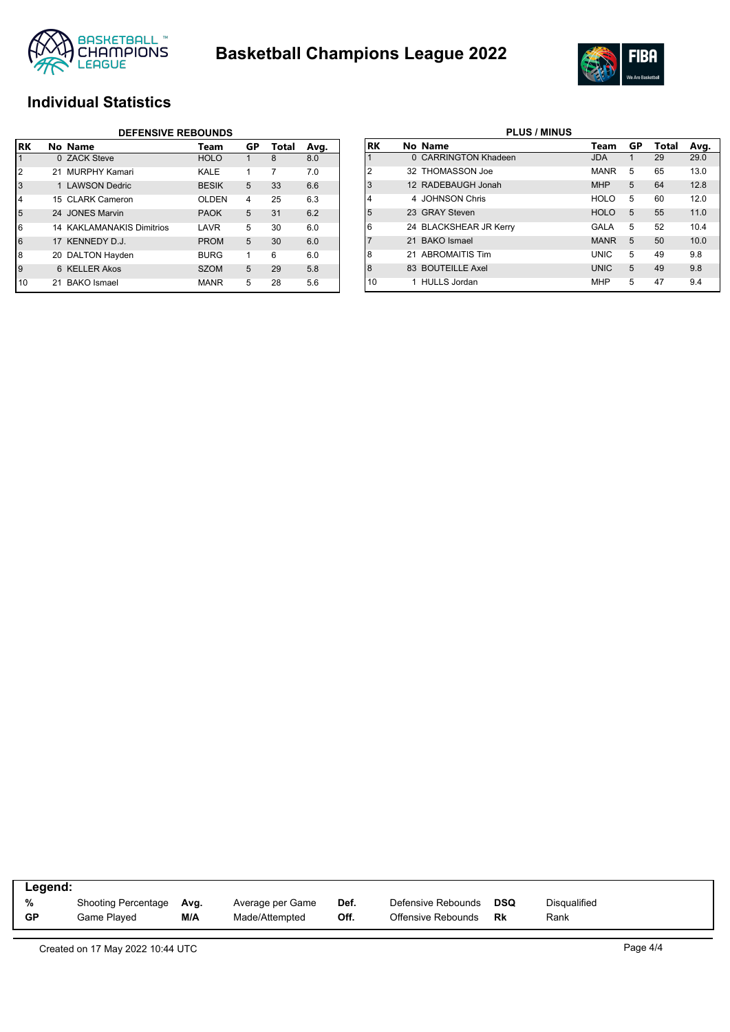# Basketball Champions League 2022

## Individual Statistics

**DEFENSIVE REBOUNDS**

| RK | No | Name | Team | GP | Total | Avg. |
|---|---|---|---|---|---|---|
| 1 | 0 | ZACK Steve | HOLO | 1 | 8 | 8.0 |
| 2 | 21 | MURPHY Kamari | KALE | 1 | 7 | 7.0 |
| 3 | 1 | LAWSON Dedric | BESIK | 5 | 33 | 6.6 |
| 4 | 15 | CLARK Cameron | OLDEN | 4 | 25 | 6.3 |
| 5 | 24 | JONES Marvin | PAOK | 5 | 31 | 6.2 |
| 6 | 14 | KAKLAMANAKIS Dimitrios | LAVR | 5 | 30 | 6.0 |
| 6 | 17 | KENNEDY D.J. | PROM | 5 | 30 | 6.0 |
| 8 | 20 | DALTON Hayden | BURG | 1 | 6 | 6.0 |
| 9 | 6 | KELLER Akos | SZOM | 5 | 29 | 5.8 |
| 10 | 21 | BAKO Ismael | MANR | 5 | 28 | 5.6 |

**PLUS / MINUS**

| RK | No | Name | Team | GP | Total | Avg. |
|---|---|---|---|---|---|---|
| 1 | 0 | CARRINGTON Khadeen | JDA | 1 | 29 | 29.0 |
| 2 | 32 | THOMASSON Joe | MANR | 5 | 65 | 13.0 |
| 3 | 12 | RADEBAUGH Jonah | MHP | 5 | 64 | 12.8 |
| 4 | 4 | JOHNSON Chris | HOLO | 5 | 60 | 12.0 |
| 5 | 23 | GRAY Steven | HOLO | 5 | 55 | 11.0 |
| 6 | 24 | BLACKSHEAR JR Kerry | GALA | 5 | 52 | 10.4 |
| 7 | 21 | BAKO Ismael | MANR | 5 | 50 | 10.0 |
| 8 | 21 | ABROMAITIS Tim | UNIC | 5 | 49 | 9.8 |
| 8 | 83 | BOUTEILLE Axel | UNIC | 5 | 49 | 9.8 |
| 10 | 1 | HULLS Jordan | MHP | 5 | 47 | 9.4 |

**Legend:**

| | | | | | | | |
|---|---|---|---|---|---|---|---|
| **%** | Shooting Percentage | **Avg.** | Average per Game | **Def.** | Defensive Rebounds | **DSQ** | Disqualified |
| **GP** | Game Played | **M/A** | Made/Attempted | **Off.** | Offensive Rebounds | **Rk** | Rank |

Created on 17 May 2022 10:44 UTC